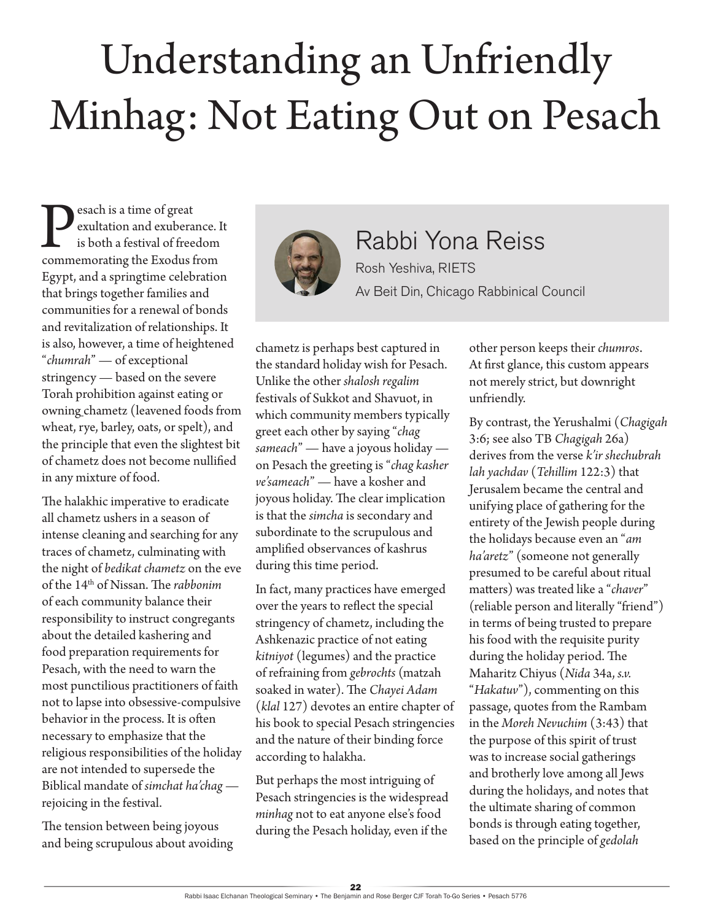# Understanding an Unfriendly Minhag: Not Eating Out on Pesach

## Rabbi Yona Reiss

Rosh Yeshiva, RIETS

Av Beit Din, Chicago Rabbinical Council

Pesach is a time of great exultation and exuberance. It is both a festival of freedom commemorating the Exodus from Egypt, and a springtime celebration that brings together families and communities for a renewal of bonds and revitalization of relationships. It is also, however, a time of heightened "*chumrah*" — of exceptional stringency — based on the severe Torah prohibition against eating or owning chametz (leavened foods from wheat, rye, barley, oats, or spelt), and the principle that even the slightest bit of chametz does not become nullified in any mixture of food.

The halakhic imperative to eradicate all chametz ushers in a season of intense cleaning and searching for any traces of chametz, culminating with the night of *bedikat chametz* on the eve of the 14th of Nissan. The *rabbonim* of each community balance their responsibility to instruct congregants about the detailed kashering and food preparation requirements for Pesach, with the need to warn the most punctilious practitioners of faith not to lapse into obsessive-compulsive behavior in the process. It is often necessary to emphasize that the religious responsibilities of the holiday are not intended to supersede the Biblical mandate of *simchat ha'chag* — rejoicing in the festival.

The tension between being joyous and being scrupulous about avoiding chametz is perhaps best captured in the standard holiday wish for Pesach. Unlike the other *shalosh regalim* festivals of Sukkot and Shavuot, in which community members typically greet each other by saying "*chag sameach*" — have a joyous holiday — on Pesach the greeting is "*chag kasher ve'sameach*" — have a kosher and joyous holiday. The clear implication is that the *simcha* is secondary and subordinate to the scrupulous and amplified observances of kashrus during this time period.

In fact, many practices have emerged over the years to reflect the special stringency of chametz, including the Ashkenazic practice of not eating *kitniyot* (legumes) and the practice of refraining from *gebrochts* (matzah soaked in water). The *Chayei Adam* (*klal* 127) devotes an entire chapter of his book to special Pesach stringencies and the nature of their binding force according to halakha.

But perhaps the most intriguing of Pesach stringencies is the widespread *minhag* not to eat anyone else's food during the Pesach holiday, even if the other person keeps their *chumros*. At first glance, this custom appears not merely strict, but downright unfriendly.

By contrast, the Yerushalmi (*Chagigah* 3:6; see also TB *Chagigah* 26a) derives from the verse *k'ir shechubrah lah yachdav* (*Tehillim* 122:3) that Jerusalem became the central and unifying place of gathering for the entirety of the Jewish people during the holidays because even an "*am ha'aretz*" (someone not generally presumed to be careful about ritual matters) was treated like a "*chaver*" (reliable person and literally "friend") in terms of being trusted to prepare his food with the requisite purity during the holiday period. The Maharitz Chiyus (*Nida* 34a, *s.v.* "*Hakatuv*"), commenting on this passage, quotes from the Rambam in the *Moreh Nevuchim* (3:43) that the purpose of this spirit of trust was to increase social gatherings and brotherly love among all Jews during the holidays, and notes that the ultimate sharing of common bonds is through eating together, based on the principle of *gedolah*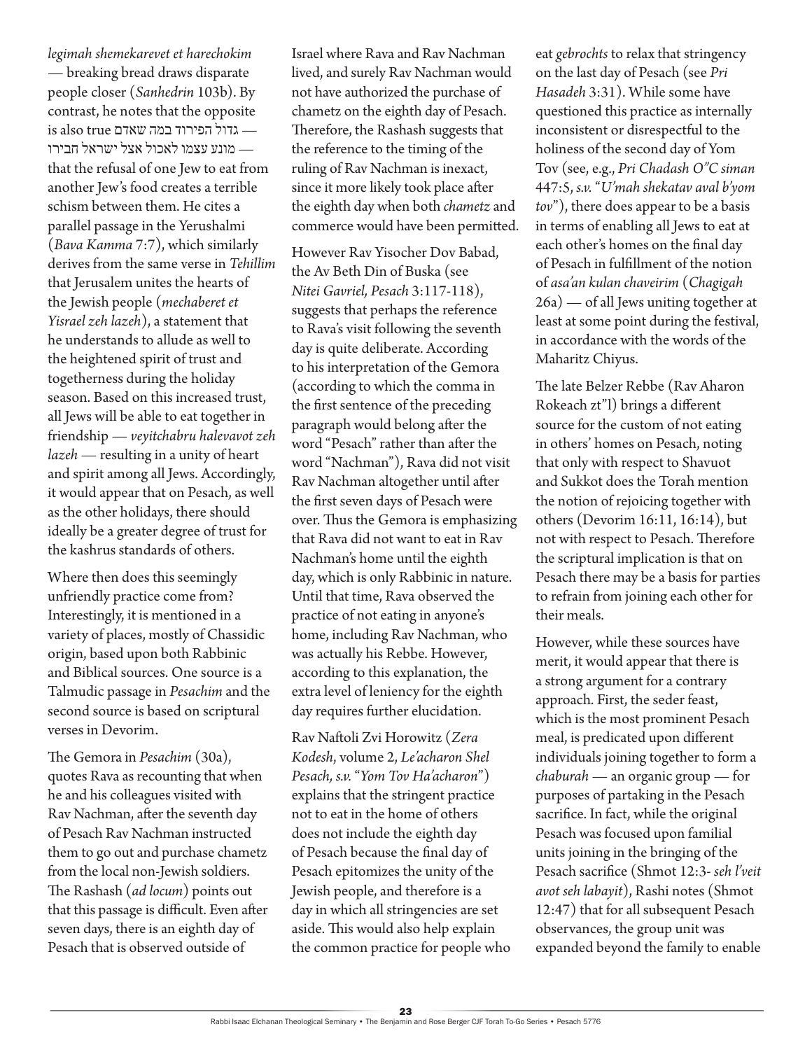*legimah shemekarevet et harechokim* — breaking bread draws disparate people closer (*Sanhedrin* 103b). By contrast, he notes that the opposite is also true גדול הפירוד במה שאדם — מונע עצמו לאכול אצל ישראל חבירו — that the refusal of one Jew to eat from another Jew's food creates a terrible schism between them. He cites a parallel passage in the Yerushalmi (*Bava Kamma* 7:7), which similarly derives from the same verse in *Tehillim* that Jerusalem unites the hearts of the Jewish people (*mechaberet et Yisrael zeh lazeh*), a statement that he understands to allude as well to the heightened spirit of trust and togetherness during the holiday season. Based on this increased trust, all Jews will be able to eat together in friendship — *veyitchabru halevavot zeh lazeh* — resulting in a unity of heart and spirit among all Jews. Accordingly, it would appear that on Pesach, as well as the other holidays, there should ideally be a greater degree of trust for the kashrus standards of others.

Where then does this seemingly unfriendly practice come from? Interestingly, it is mentioned in a variety of places, mostly of Chassidic origin, based upon both Rabbinic and Biblical sources. One source is a Talmudic passage in *Pesachim* and the second source is based on scriptural verses in Devorim.

The Gemora in *Pesachim* (30a), quotes Rava as recounting that when he and his colleagues visited with Rav Nachman, after the seventh day of Pesach Rav Nachman instructed them to go out and purchase chametz from the local non-Jewish soldiers. The Rashash (*ad locum*) points out that this passage is difficult. Even after seven days, there is an eighth day of Pesach that is observed outside of Israel where Rava and Rav Nachman lived, and surely Rav Nachman would not have authorized the purchase of chametz on the eighth day of Pesach. Therefore, the Rashash suggests that the reference to the timing of the ruling of Rav Nachman is inexact, since it more likely took place after the eighth day when both *chametz* and commerce would have been permitted.

However Rav Yisocher Dov Babad, the Av Beth Din of Buska (see *Nitei Gavriel, Pesach* 3:117-118), suggests that perhaps the reference to Rava's visit following the seventh day is quite deliberate. According to his interpretation of the Gemora (according to which the comma in the first sentence of the preceding paragraph would belong after the word "Pesach" rather than after the word "Nachman"), Rava did not visit Rav Nachman altogether until after the first seven days of Pesach were over. Thus the Gemora is emphasizing that Rava did not want to eat in Rav Nachman's home until the eighth day, which is only Rabbinic in nature. Until that time, Rava observed the practice of not eating in anyone's home, including Rav Nachman, who was actually his Rebbe. However, according to this explanation, the extra level of leniency for the eighth day requires further elucidation.

Rav Naftoli Zvi Horowitz (*Zera Kodesh*, volume 2, *Le'acharon Shel Pesach, s.v.* "*Yom Tov Ha'acharon*") explains that the stringent practice not to eat in the home of others does not include the eighth day of Pesach because the final day of Pesach epitomizes the unity of the Jewish people, and therefore is a day in which all stringencies are set aside. This would also help explain the common practice for people who eat *gebrochts* to relax that stringency on the last day of Pesach (see *Pri Hasadeh* 3:31). While some have questioned this practice as internally inconsistent or disrespectful to the holiness of the second day of Yom Tov (see, e.g., *Pri Chadash O"C siman* 447:5, *s.v.* "*U'mah shekatav aval b'yom tov*"), there does appear to be a basis in terms of enabling all Jews to eat at each other's homes on the final day of Pesach in fulfillment of the notion of *asa'an kulan chaveirim* (*Chagigah* 26a) — of all Jews uniting together at least at some point during the festival, in accordance with the words of the Maharitz Chiyus.

The late Belzer Rebbe (Rav Aharon Rokeach zt"l) brings a different source for the custom of not eating in others' homes on Pesach, noting that only with respect to Shavuot and Sukkot does the Torah mention the notion of rejoicing together with others (Devorim 16:11, 16:14), but not with respect to Pesach. Therefore the scriptural implication is that on Pesach there may be a basis for parties to refrain from joining each other for their meals.

However, while these sources have merit, it would appear that there is a strong argument for a contrary approach. First, the seder feast, which is the most prominent Pesach meal, is predicated upon different individuals joining together to form a *chaburah* — an organic group — for purposes of partaking in the Pesach sacrifice. In fact, while the original Pesach was focused upon familial units joining in the bringing of the Pesach sacrifice (Shmot 12:3- *seh l'veit avot seh labayit*), Rashi notes (Shmot 12:47) that for all subsequent Pesach observances, the group unit was expanded beyond the family to enable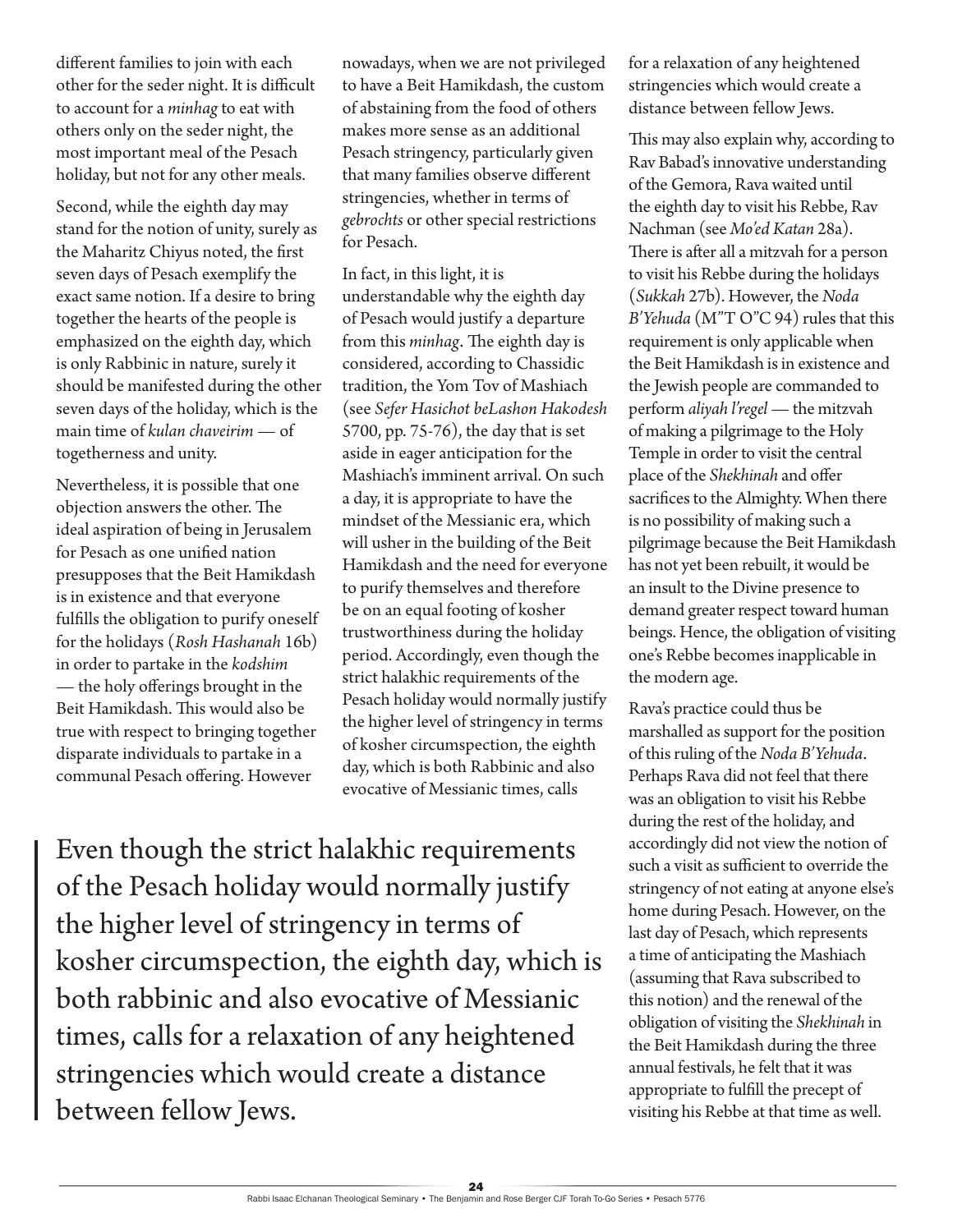different families to join with each other for the seder night. It is difficult to account for a *minhag* to eat with others only on the seder night, the most important meal of the Pesach holiday, but not for any other meals.

Second, while the eighth day may stand for the notion of unity, surely as the Maharitz Chiyus noted, the first seven days of Pesach exemplify the exact same notion. If a desire to bring together the hearts of the people is emphasized on the eighth day, which is only Rabbinic in nature, surely it should be manifested during the other seven days of the holiday, which is the main time of *kulan chaveirim* — of togetherness and unity.

Nevertheless, it is possible that one objection answers the other. The ideal aspiration of being in Jerusalem for Pesach as one unified nation presupposes that the Beit Hamikdash is in existence and that everyone fulfills the obligation to purify oneself for the holidays (*Rosh Hashanah* 16b) in order to partake in the *kodshim* — the holy offerings brought in the Beit Hamikdash. This would also be true with respect to bringing together disparate individuals to partake in a communal Pesach offering. However nowadays, when we are not privileged to have a Beit Hamikdash, the custom of abstaining from the food of others makes more sense as an additional Pesach stringency, particularly given that many families observe different stringencies, whether in terms of *gebrochts* or other special restrictions for Pesach.

In fact, in this light, it is understandable why the eighth day of Pesach would justify a departure from this *minhag*. The eighth day is considered, according to Chassidic tradition, the Yom Tov of Mashiach (see *Sefer Hasichot beLashon Hakodesh* 5700, pp. 75-76), the day that is set aside in eager anticipation for the Mashiach's imminent arrival. On such a day, it is appropriate to have the mindset of the Messianic era, which will usher in the building of the Beit Hamikdash and the need for everyone to purify themselves and therefore be on an equal footing of kosher trustworthiness during the holiday period. Accordingly, even though the strict halakhic requirements of the Pesach holiday would normally justify the higher level of stringency in terms of kosher circumspection, the eighth day, which is both Rabbinic and also evocative of Messianic times, calls for a relaxation of any heightened stringencies which would create a distance between fellow Jews.

> Even though the strict halakhic requirements of the Pesach holiday would normally justify the higher level of stringency in terms of kosher circumspection, the eighth day, which is both rabbinic and also evocative of Messianic times, calls for a relaxation of any heightened stringencies which would create a distance between fellow Jews.

This may also explain why, according to Rav Babad's innovative understanding of the Gemora, Rava waited until the eighth day to visit his Rebbe, Rav Nachman (see *Mo'ed Katan* 28a). There is after all a mitzvah for a person to visit his Rebbe during the holidays (*Sukkah* 27b). However, the *Noda B'Yehuda* (M"T O"C 94) rules that this requirement is only applicable when the Beit Hamikdash is in existence and the Jewish people are commanded to perform *aliyah l'regel* — the mitzvah of making a pilgrimage to the Holy Temple in order to visit the central place of the *Shekhinah* and offer sacrifices to the Almighty. When there is no possibility of making such a pilgrimage because the Beit Hamikdash has not yet been rebuilt, it would be an insult to the Divine presence to demand greater respect toward human beings. Hence, the obligation of visiting one's Rebbe becomes inapplicable in the modern age.

Rava's practice could thus be marshalled as support for the position of this ruling of the *Noda B'Yehuda*. Perhaps Rava did not feel that there was an obligation to visit his Rebbe during the rest of the holiday, and accordingly did not view the notion of such a visit as sufficient to override the stringency of not eating at anyone else's home during Pesach. However, on the last day of Pesach, which represents a time of anticipating the Mashiach (assuming that Rava subscribed to this notion) and the renewal of the obligation of visiting the *Shekhinah* in the Beit Hamikdash during the three annual festivals, he felt that it was appropriate to fulfill the precept of visiting his Rebbe at that time as well.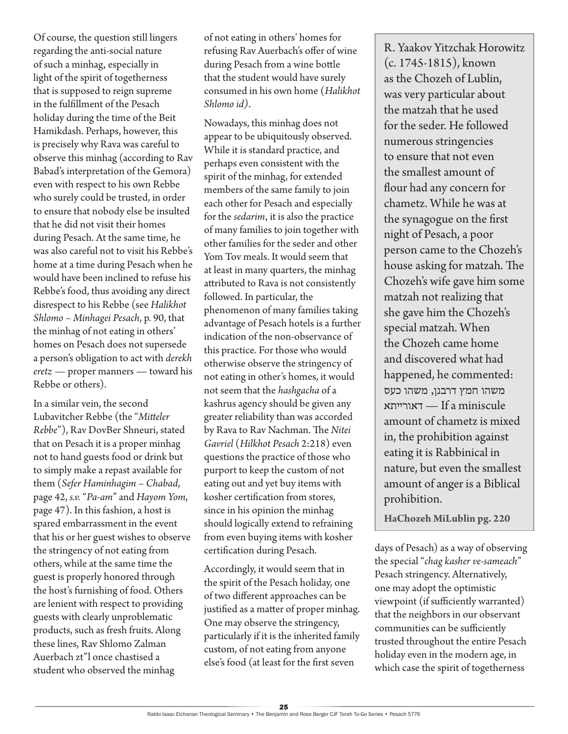Of course, the question still lingers regarding the anti-social nature of such a minhag, especially in light of the spirit of togetherness that is supposed to reign supreme in the fulfillment of the Pesach holiday during the time of the Beit Hamikdash. Perhaps, however, this is precisely why Rava was careful to observe this minhag (according to Rav Babad's interpretation of the Gemora) even with respect to his own Rebbe who surely could be trusted, in order to ensure that nobody else be insulted that he did not visit their homes during Pesach. At the same time, he was also careful not to visit his Rebbe's home at a time during Pesach when he would have been inclined to refuse his Rebbe's food, thus avoiding any direct disrespect to his Rebbe (see *Halikhot Shlomo – Minhagei Pesach*, p. 90, that the minhag of not eating in others' homes on Pesach does not supersede a person's obligation to act with *derekh eretz* — proper manners — toward his Rebbe or others).

In a similar vein, the second Lubavitcher Rebbe (the "*Mitteler Rebbe*"), Rav DovBer Shneuri, stated that on Pesach it is a proper minhag not to hand guests food or drink but to simply make a repast available for them (*Sefer Haminhagim – Chabad*, page 42, *s.v.* "*Pa-am*" and *Hayom Yom*, page 47). In this fashion, a host is spared embarrassment in the event that his or her guest wishes to observe the stringency of not eating from others, while at the same time the guest is properly honored through the host's furnishing of food. Others are lenient with respect to providing guests with clearly unproblematic products, such as fresh fruits. Along these lines, Rav Shlomo Zalman Auerbach zt"l once chastised a student who observed the minhag of not eating in others' homes for refusing Rav Auerbach's offer of wine during Pesach from a wine bottle that the student would have surely consumed in his own home (*Halikhot Shlomo id*).

Nowadays, this minhag does not appear to be ubiquitously observed. While it is standard practice, and perhaps even consistent with the spirit of the minhag, for extended members of the same family to join each other for Pesach and especially for the *sedarim*, it is also the practice of many families to join together with other families for the seder and other Yom Tov meals. It would seem that at least in many quarters, the minhag attributed to Rava is not consistently followed. In particular, the phenomenon of many families taking advantage of Pesach hotels is a further indication of the non-observance of this practice. For those who would otherwise observe the stringency of not eating in other's homes, it would not seem that the *hashgacha* of a kashrus agency should be given any greater reliability than was accorded by Rava to Rav Nachman. The *Nitei Gavriel* (*Hilkhot Pesach* 2:218) even questions the practice of those who purport to keep the custom of not eating out and yet buy items with kosher certification from stores, since in his opinion the minhag should logically extend to refraining from even buying items with kosher certification during Pesach.

Accordingly, it would seem that in the spirit of the Pesach holiday, one of two different approaches can be justified as a matter of proper minhag. One may observe the stringency, particularly if it is the inherited family custom, of not eating from anyone else's food (at least for the first seven days of Pesach) as a way of observing the special "*chag kasher ve-sameach*" Pesach stringency. Alternatively, one may adopt the optimistic viewpoint (if sufficiently warranted) that the neighbors in our observant communities can be sufficiently trusted throughout the entire Pesach holiday even in the modern age, in which case the spirit of togetherness

> R. Yaakov Yitzchak Horowitz (c. 1745-1815), known as the Chozeh of Lublin, was very particular about the matzah that he used for the seder. He followed numerous stringencies to ensure that not even the smallest amount of flour had any concern for chametz. While he was at the synagogue on the first night of Pesach, a poor person came to the Chozeh's house asking for matzah. The Chozeh's wife gave him some matzah not realizing that she gave him the Chozeh's special matzah. When the Chozeh came home and discovered what had happened, he commented: משהו חמץ דרבנן, משהו כעס דאורייתא — If a miniscule amount of chametz is mixed in, the prohibition against eating it is Rabbinical in nature, but even the smallest amount of anger is a Biblical prohibition.
>
> **HaChozeh MiLublin pg. 220**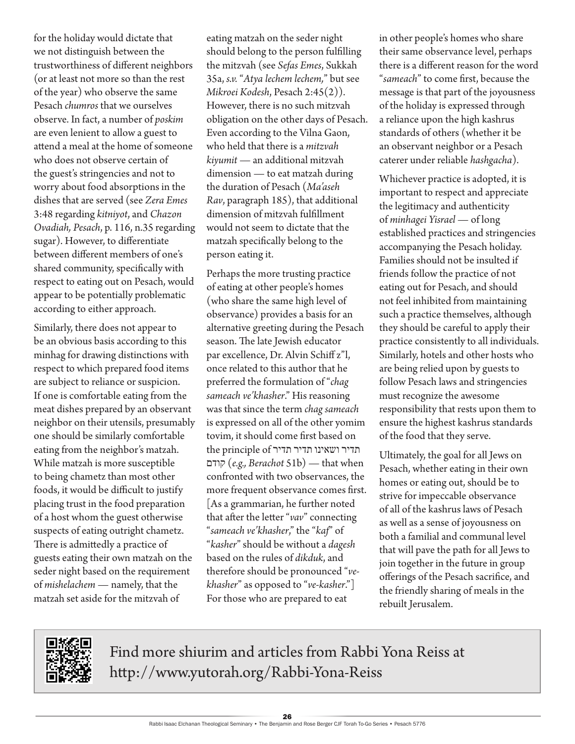for the holiday would dictate that we not distinguish between the trustworthiness of different neighbors (or at least not more so than the rest of the year) who observe the same Pesach *chumros* that we ourselves observe. In fact, a number of *poskim* are even lenient to allow a guest to attend a meal at the home of someone who does not observe certain of the guest's stringencies and not to worry about food absorptions in the dishes that are served (see *Zera Emes* 3:48 regarding *kitniyot*, and *Chazon Ovadiah, Pesach*, p. 116, n.35 regarding sugar). However, to differentiate between different members of one's shared community, specifically with respect to eating out on Pesach, would appear to be potentially problematic according to either approach.

Similarly, there does not appear to be an obvious basis according to this minhag for drawing distinctions with respect to which prepared food items are subject to reliance or suspicion. If one is comfortable eating from the meat dishes prepared by an observant neighbor on their utensils, presumably one should be similarly comfortable eating from the neighbor's matzah. While matzah is more susceptible to being chametz than most other foods, it would be difficult to justify placing trust in the food preparation of a host whom the guest otherwise suspects of eating outright chametz. There is admittedly a practice of guests eating their own matzah on the seder night based on the requirement of *mishelachem* — namely, that the matzah set aside for the mitzvah of eating matzah on the seder night should belong to the person fulfilling the mitzvah (see *Sefas Emes*, Sukkah 35a, *s.v.* "*Atya lechem lechem,*" but see *Mikroei Kodesh*, Pesach 2:45(2)). However, there is no such mitzvah obligation on the other days of Pesach. Even according to the Vilna Gaon, who held that there is a *mitzvah kiyumit* — an additional mitzvah dimension — to eat matzah during the duration of Pesach (*Ma'aseh Rav*, paragraph 185), that additional dimension of mitzvah fulfillment would not seem to dictate that the matzah specifically belong to the person eating it.

Perhaps the more trusting practice of eating at other people's homes (who share the same high level of observance) provides a basis for an alternative greeting during the Pesach season. The late Jewish educator par excellence, Dr. Alvin Schiff z"l, once related to this author that he preferred the formulation of "*chag sameach ve'khasher*." His reasoning was that since the term *chag sameach* is expressed on all of the other yomim tovim, it should come first based on the principle of תדיר ושאינו תדיר תדיר קודם (*e.g., Berachot* 51b) — that when confronted with two observances, the more frequent observance comes first. [As a grammarian, he further noted that after the letter "*vav*" connecting "*sameach ve'khasher*," the "*kaf*" of "*kasher*" should be without a *dagesh* based on the rules of *dikduk*, and therefore should be pronounced "*ve-khasher*" as opposed to "*ve-kasher*."] For those who are prepared to eat in other people's homes who share their same observance level, perhaps there is a different reason for the word "*sameach*" to come first, because the message is that part of the joyousness of the holiday is expressed through a reliance upon the high kashrus standards of others (whether it be an observant neighbor or a Pesach caterer under reliable *hashgacha*).

Whichever practice is adopted, it is important to respect and appreciate the legitimacy and authenticity of *minhagei Yisrael* — of long established practices and stringencies accompanying the Pesach holiday. Families should not be insulted if friends follow the practice of not eating out for Pesach, and should not feel inhibited from maintaining such a practice themselves, although they should be careful to apply their practice consistently to all individuals. Similarly, hotels and other hosts who are being relied upon by guests to follow Pesach laws and stringencies must recognize the awesome responsibility that rests upon them to ensure the highest kashrus standards of the food that they serve.

Ultimately, the goal for all Jews on Pesach, whether eating in their own homes or eating out, should be to strive for impeccable observance of all of the kashrus laws of Pesach as well as a sense of joyousness on both a familial and communal level that will pave the path for all Jews to join together in the future in group offerings of the Pesach sacrifice, and the friendly sharing of meals in the rebuilt Jerusalem.

Find more shiurim and articles from Rabbi Yona Reiss at http://www.yutorah.org/Rabbi-Yona-Reiss